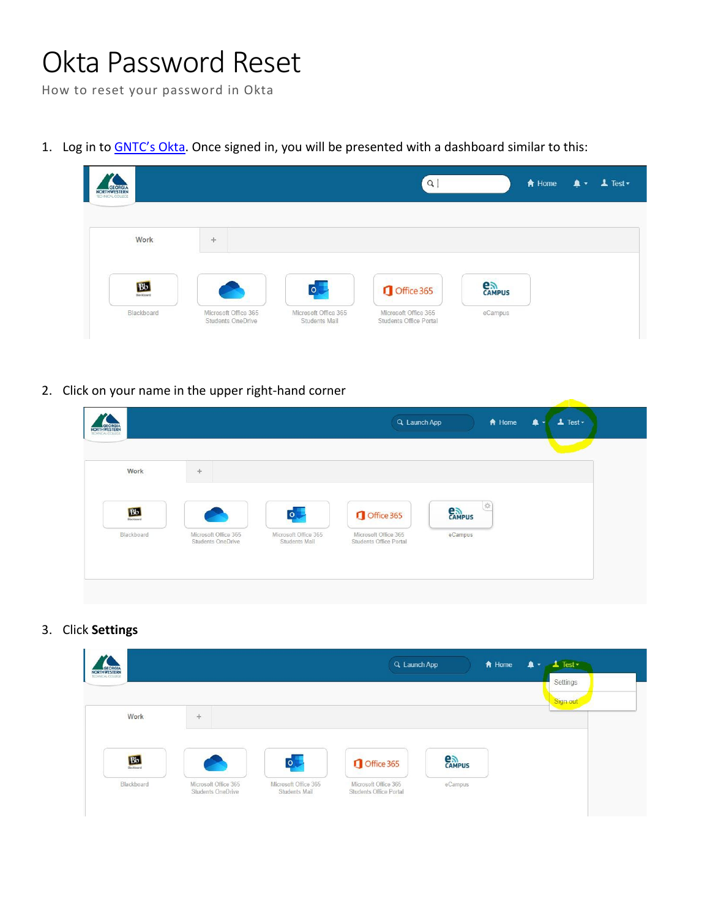# Okta Password Reset

How to reset your password in Okta

1. Log in to [GNTC's Okta](GNTC's Okta). Once signed in, you will be presented with a dashboard similar to this:

2. Click on your name in the upper right-hand corner

3. Click **Settings**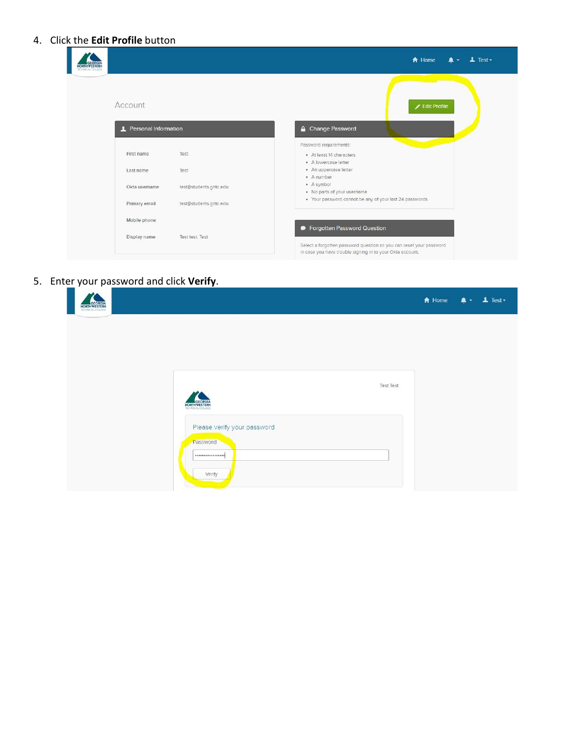4. Click the **Edit Profile** button

5. Enter your password and click **Verify**.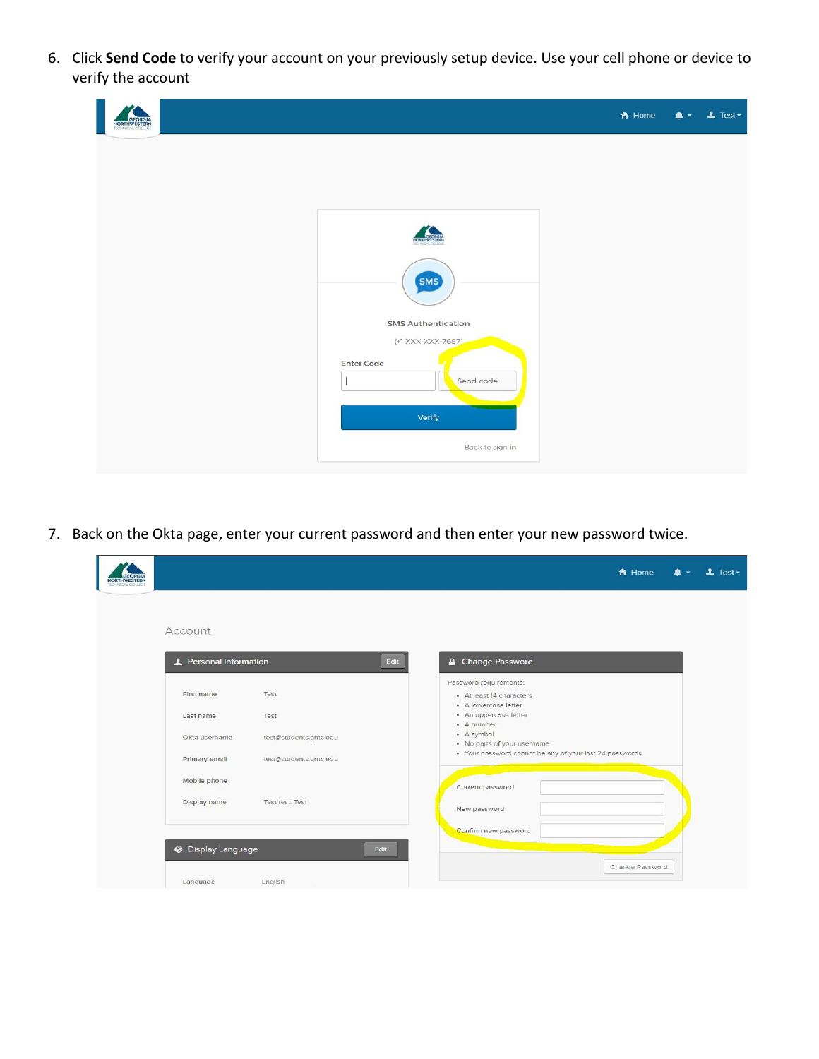6. Click **Send Code** to verify your account on your previously setup device. Use your cell phone or device to verify the account

SMS Authentication

(+1 XXX-XXX-7687)

Enter Code

Send code

Verify

Back to sign in

7. Back on the Okta page, enter your current password and then enter your new password twice.

Account

Personal Information

| | |
|---|---|
| First name | Test |
| Last name | Test |
| Okta username | test@students.gntc.edu |
| Primary email | test@students.gntc.edu |
| Mobile phone | |
| Display name | Test test. Test |

Display Language

Language English

Change Password

Password requirements:

- At least 14 characters
- A lowercase letter
- An uppercase letter
- A number
- A symbol
- No parts of your username
- Your password cannot be any of your last 24 passwords

Current password

New password

Confirm new password

Change Password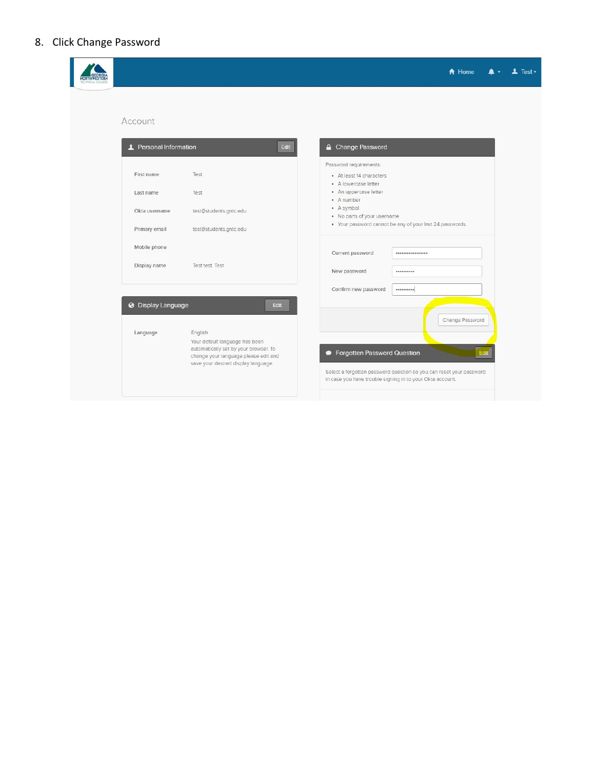8. Click Change Password